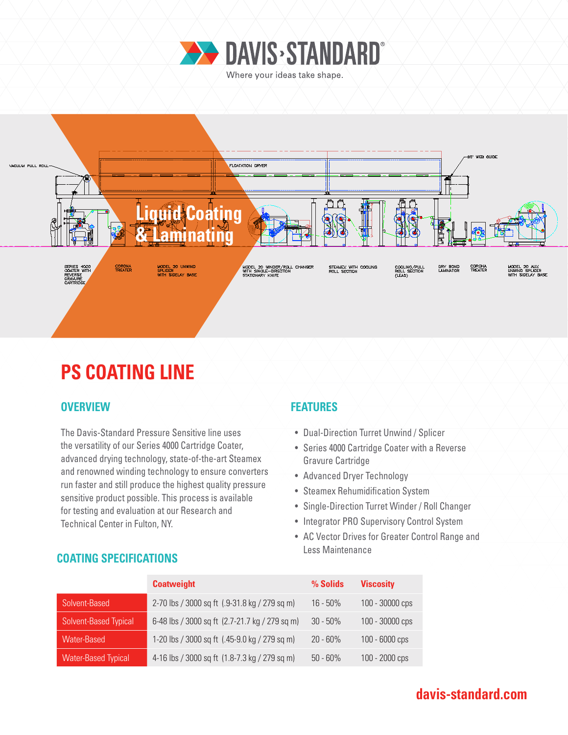# DAVIS-STANDARD

Where your ideas take shape.

## Liquid Coating & Laminating

VACUUM PULL ROLL — FLOATATION DRYER — 80° WEB GUIDE

SERIES 4000 COATER WITH REVERSE GRAVURE CARTRIDGE — CORONA TREATER — MODEL 20 UNWIND SPLICER WITH SIDELAY BASE — MODEL 20 WINDER/ROLL CHANGER WITH SINGLE-DIRECTION STATIONARY KNIFE — STEAMEX WITH COOLING ROLL SECTION — COOLING/PULL ROLL SECTION (LEAD) — DRY BOND LAMINATOR — CORONA TREATER — MODEL 20 AUX UNWIND SPLICER WITH SIDELAY BASE

# PS COATING LINE

## OVERVIEW

The Davis-Standard Pressure Sensitive line uses the versatility of our Series 4000 Cartridge Coater, advanced drying technology, state-of-the-art Steamex and renowned winding technology to ensure converters run faster and still produce the highest quality pressure sensitive product possible. This process is available for testing and evaluation at our Research and Technical Center in Fulton, NY.

## FEATURES

- Dual-Direction Turret Unwind / Splicer
- Series 4000 Cartridge Coater with a Reverse Gravure Cartridge
- Advanced Dryer Technology
- Steamex Rehumidification System
- Single-Direction Turret Winder / Roll Changer
- Integrator PRO Supervisory Control System
- AC Vector Drives for Greater Control Range and Less Maintenance

## COATING SPECIFICATIONS

| | Coatweight | % Solids | Viscosity |
|---|---|---|---|
| Solvent-Based | 2-70 lbs / 3000 sq ft (.9-31.8 kg / 279 sq m) | 16 - 50% | 100 - 30000 cps |
| Solvent-Based Typical | 6-48 lbs / 3000 sq ft (2.7-21.7 kg / 279 sq m) | 30 - 50% | 100 - 30000 cps |
| Water-Based | 1-20 lbs / 3000 sq ft (.45-9.0 kg / 279 sq m) | 20 - 60% | 100 - 6000 cps |
| Water-Based Typical | 4-16 lbs / 3000 sq ft (1.8-7.3 kg / 279 sq m) | 50 - 60% | 100 - 2000 cps |

davis-standard.com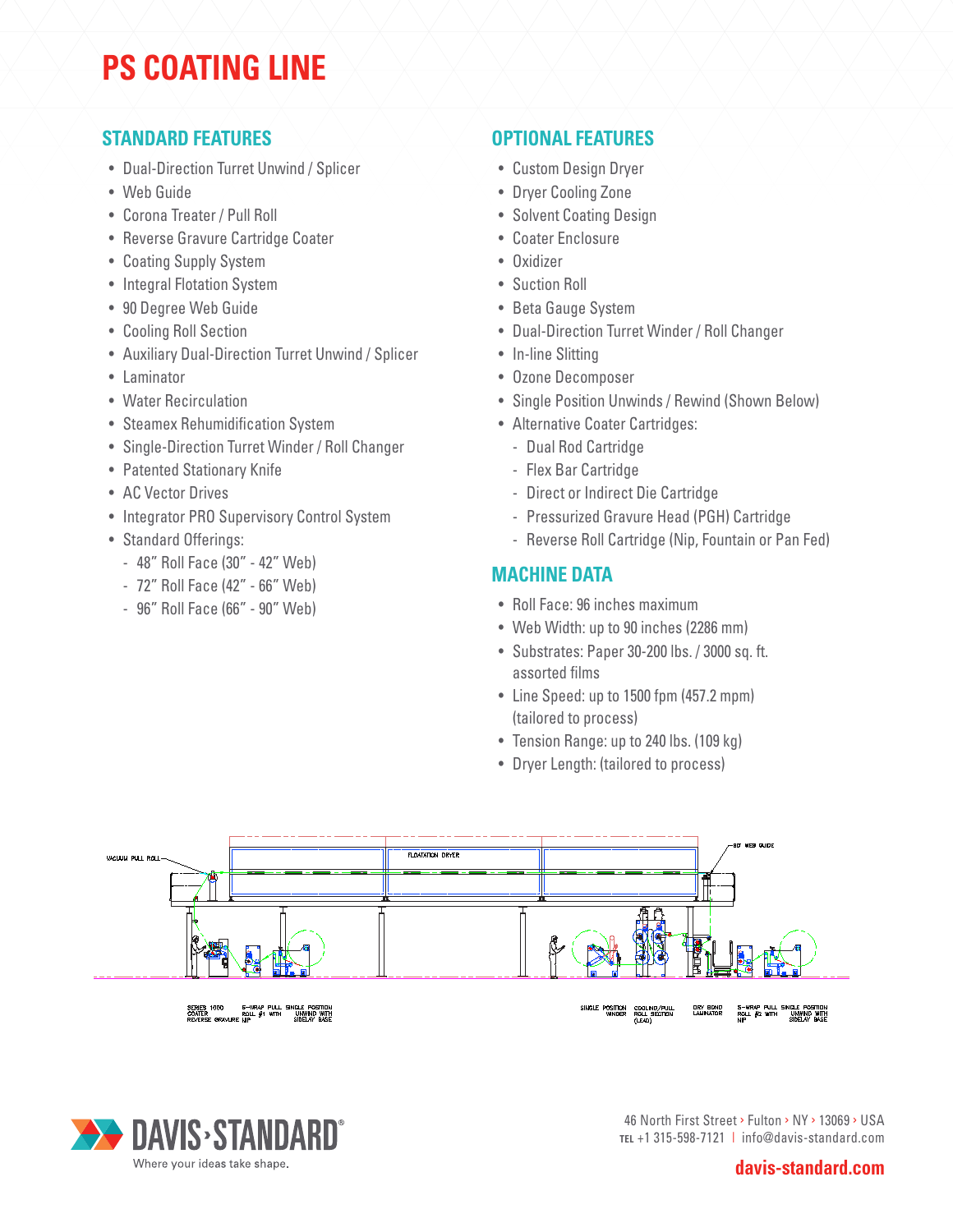# PS COATING LINE

## STANDARD FEATURES

- Dual-Direction Turret Unwind / Splicer
- Web Guide
- Corona Treater / Pull Roll
- Reverse Gravure Cartridge Coater
- Coating Supply System
- Integral Flotation System
- 90 Degree Web Guide
- Cooling Roll Section
- Auxiliary Dual-Direction Turret Unwind / Splicer
- Laminator
- Water Recirculation
- Steamex Rehumidification System
- Single-Direction Turret Winder / Roll Changer
- Patented Stationary Knife
- AC Vector Drives
- Integrator PRO Supervisory Control System
- Standard Offerings:
  - 48" Roll Face (30" - 42" Web)
  - 72" Roll Face (42" - 66" Web)
  - 96" Roll Face (66" - 90" Web)

## OPTIONAL FEATURES

- Custom Design Dryer
- Dryer Cooling Zone
- Solvent Coating Design
- Coater Enclosure
- Oxidizer
- Suction Roll
- Beta Gauge System
- Dual-Direction Turret Winder / Roll Changer
- In-line Slitting
- Ozone Decomposer
- Single Position Unwinds / Rewind (Shown Below)
- Alternative Coater Cartridges:
  - Dual Rod Cartridge
  - Flex Bar Cartridge
  - Direct or Indirect Die Cartridge
  - Pressurized Gravure Head (PGH) Cartridge
  - Reverse Roll Cartridge (Nip, Fountain or Pan Fed)

## MACHINE DATA

- Roll Face: 96 inches maximum
- Web Width: up to 90 inches (2286 mm)
- Substrates: Paper 30-200 lbs. / 3000 sq. ft. assorted films
- Line Speed: up to 1500 fpm (457.2 mpm) (tailored to process)
- Tension Range: up to 240 lbs. (109 kg)
- Dryer Length: (tailored to process)

VACUUM PULL ROLL
FLOATATION DRYER
90° WEB GUIDE
SERIES 1000 COATER REVERSE GRAVURE
S-WRAP PULL ROLL #1 WITH NIP
SINGLE POSITION UNWIND WITH SIDELAY BASE
SINGLE POSITION WINDER
COOLING/PULL ROLL SECTION (LEAD)
DRY BOND LAMINATOR
S-WRAP PULL ROLL #2 WITH NIP
SINGLE POSITION UNWIND WITH SIDELAY BASE

DAVIS-STANDARD®
Where your ideas take shape.

46 North First Street › Fulton › NY › 13069 › USA
TEL +1 315-598-7121 | info@davis-standard.com

davis-standard.com